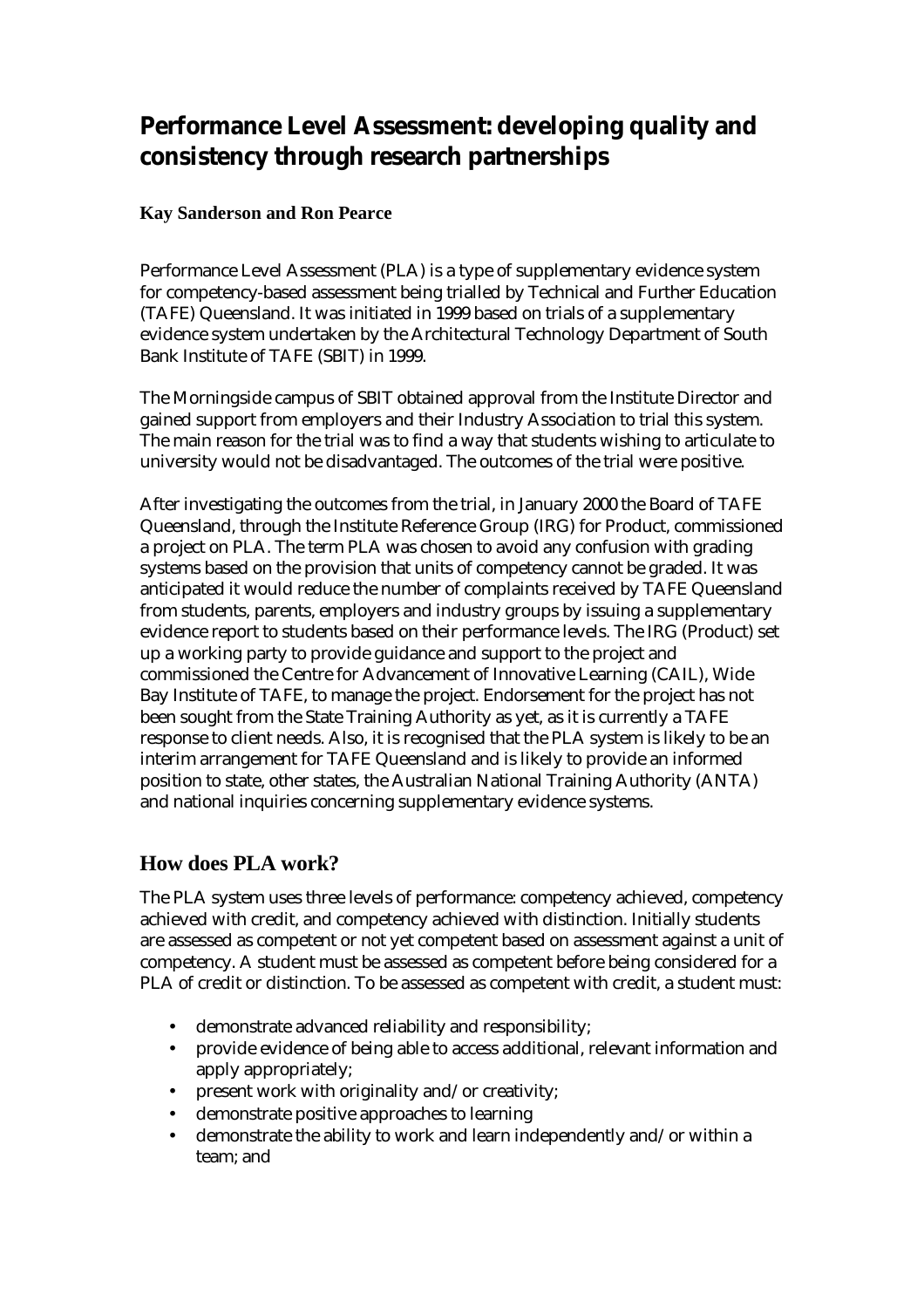# Performance Level Assessment: developing quality and consistency through research partnerships

**Kay Sanderson and Ron Pearce**

Performance Level Assessment (PLA) is a type of supplementary evidence system for competency-based assessment being trialled by Technical and Further Education (TAFE) Queensland. It was initiated in 1999 based on trials of a supplementary evidence system undertaken by the Architectural Technology Department of South Bank Institute of TAFE (SBIT) in 1999.

The Morningside campus of SBIT obtained approval from the Institute Director and gained support from employers and their Industry Association to trial this system. The main reason for the trial was to find a way that students wishing to articulate to university would not be disadvantaged. The outcomes of the trial were positive.

After investigating the outcomes from the trial, in January 2000 the Board of TAFE Queensland, through the Institute Reference Group (IRG) for Product, commissioned a project on PLA. The term PLA was chosen to avoid any confusion with grading systems based on the provision that units of competency cannot be graded. It was anticipated it would reduce the number of complaints received by TAFE Queensland from students, parents, employers and industry groups by issuing a supplementary evidence report to students based on their performance levels. The IRG (Product) set up a working party to provide guidance and support to the project and commissioned the Centre for Advancement of Innovative Learning (CAIL), Wide Bay Institute of TAFE, to manage the project. Endorsement for the project has not been sought from the State Training Authority as yet, as it is currently a TAFE response to client needs. Also, it is recognised that the PLA system is likely to be an interim arrangement for TAFE Queensland and is likely to provide an informed position to state, other states, the Australian National Training Authority (ANTA) and national inquiries concerning supplementary evidence systems.

## How does PLA work?

The PLA system uses three levels of performance: competency achieved, competency achieved with credit, and competency achieved with distinction. Initially students are assessed as competent or not yet competent based on assessment against a unit of competency. A student must be assessed as competent before being considered for a PLA of credit or distinction. To be assessed as competent with credit, a student must:

- demonstrate advanced reliability and responsibility;
- provide evidence of being able to access additional, relevant information and apply appropriately;
- present work with originality and/or creativity;
- demonstrate positive approaches to learning
- demonstrate the ability to work and learn independently and/or within a team; and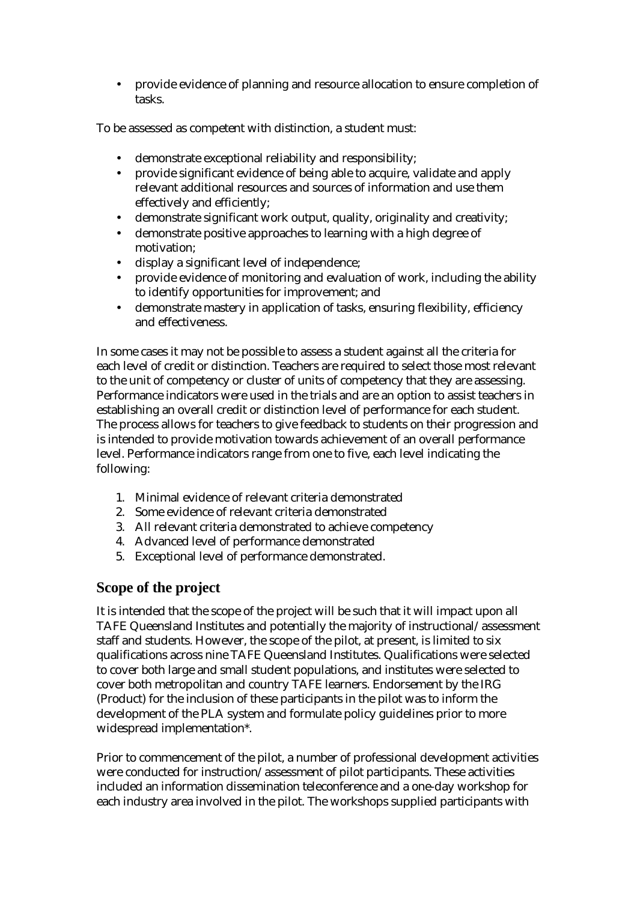- provide evidence of planning and resource allocation to ensure completion of tasks.

To be assessed as competent with distinction, a student must:

- demonstrate exceptional reliability and responsibility;
- provide significant evidence of being able to acquire, validate and apply relevant additional resources and sources of information and use them effectively and efficiently;
- demonstrate significant work output, quality, originality and creativity;
- demonstrate positive approaches to learning with a high degree of motivation;
- display a significant level of independence;
- provide evidence of monitoring and evaluation of work, including the ability to identify opportunities for improvement; and
- demonstrate mastery in application of tasks, ensuring flexibility, efficiency and effectiveness.

In some cases it may not be possible to assess a student against all the criteria for each level of credit or distinction. Teachers are required to select those most relevant to the unit of competency or cluster of units of competency that they are assessing. Performance indicators were used in the trials and are an option to assist teachers in establishing an overall credit or distinction level of performance for each student. The process allows for teachers to give feedback to students on their progression and is intended to provide motivation towards achievement of an overall performance level. Performance indicators range from one to five, each level indicating the following:

1. Minimal evidence of relevant criteria demonstrated
2. Some evidence of relevant criteria demonstrated
3. All relevant criteria demonstrated to achieve competency
4. Advanced level of performance demonstrated
5. Exceptional level of performance demonstrated.

## Scope of the project

It is intended that the scope of the project will be such that it will impact upon all TAFE Queensland Institutes and potentially the majority of instructional/assessment staff and students. However, the scope of the pilot, at present, is limited to six qualifications across nine TAFE Queensland Institutes. Qualifications were selected to cover both large and small student populations, and institutes were selected to cover both metropolitan and country TAFE learners. Endorsement by the IRG (Product) for the inclusion of these participants in the pilot was to inform the development of the PLA system and formulate policy guidelines prior to more widespread implementation*.

Prior to commencement of the pilot, a number of professional development activities were conducted for instruction/assessment of pilot participants. These activities included an information dissemination teleconference and a one-day workshop for each industry area involved in the pilot. The workshops supplied participants with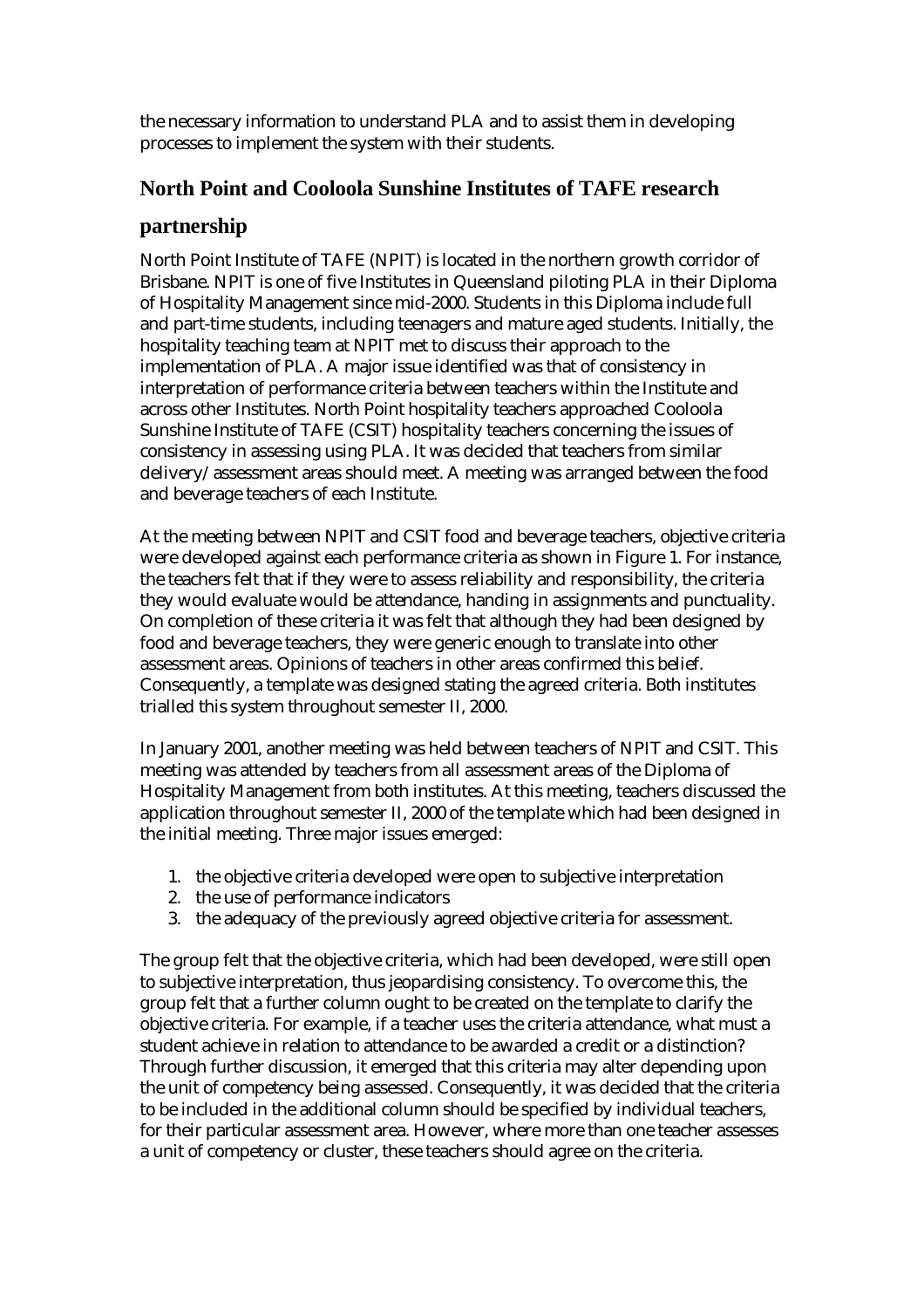the necessary information to understand PLA and to assist them in developing processes to implement the system with their students.

## North Point and Cooloola Sunshine Institutes of TAFE research partnership

North Point Institute of TAFE (NPIT) is located in the northern growth corridor of Brisbane. NPIT is one of five Institutes in Queensland piloting PLA in their Diploma of Hospitality Management since mid-2000. Students in this Diploma include full and part-time students, including teenagers and mature aged students. Initially, the hospitality teaching team at NPIT met to discuss their approach to the implementation of PLA. A major issue identified was that of consistency in interpretation of performance criteria between teachers within the Institute and across other Institutes. North Point hospitality teachers approached Cooloola Sunshine Institute of TAFE (CSIT) hospitality teachers concerning the issues of consistency in assessing using PLA. It was decided that teachers from similar delivery/assessment areas should meet. A meeting was arranged between the food and beverage teachers of each Institute.

At the meeting between NPIT and CSIT food and beverage teachers, objective criteria were developed against each performance criteria as shown in Figure 1. For instance, the teachers felt that if they were to assess reliability and responsibility, the criteria they would evaluate would be attendance, handing in assignments and punctuality. On completion of these criteria it was felt that although they had been designed by food and beverage teachers, they were generic enough to translate into other assessment areas. Opinions of teachers in other areas confirmed this belief. Consequently, a template was designed stating the agreed criteria. Both institutes trialled this system throughout semester II, 2000.

In January 2001, another meeting was held between teachers of NPIT and CSIT. This meeting was attended by teachers from all assessment areas of the Diploma of Hospitality Management from both institutes. At this meeting, teachers discussed the application throughout semester II, 2000 of the template which had been designed in the initial meeting. Three major issues emerged:

1. the objective criteria developed were open to subjective interpretation
2. the use of performance indicators
3. the adequacy of the previously agreed objective criteria for assessment.

The group felt that the objective criteria, which had been developed, were still open to subjective interpretation, thus jeopardising consistency. To overcome this, the group felt that a further column ought to be created on the template to clarify the objective criteria. For example, if a teacher uses the criteria attendance, what must a student achieve in relation to attendance to be awarded a credit or a distinction? Through further discussion, it emerged that this criteria may alter depending upon the unit of competency being assessed. Consequently, it was decided that the criteria to be included in the additional column should be specified by individual teachers, for their particular assessment area. However, where more than one teacher assesses a unit of competency or cluster, these teachers should agree on the criteria.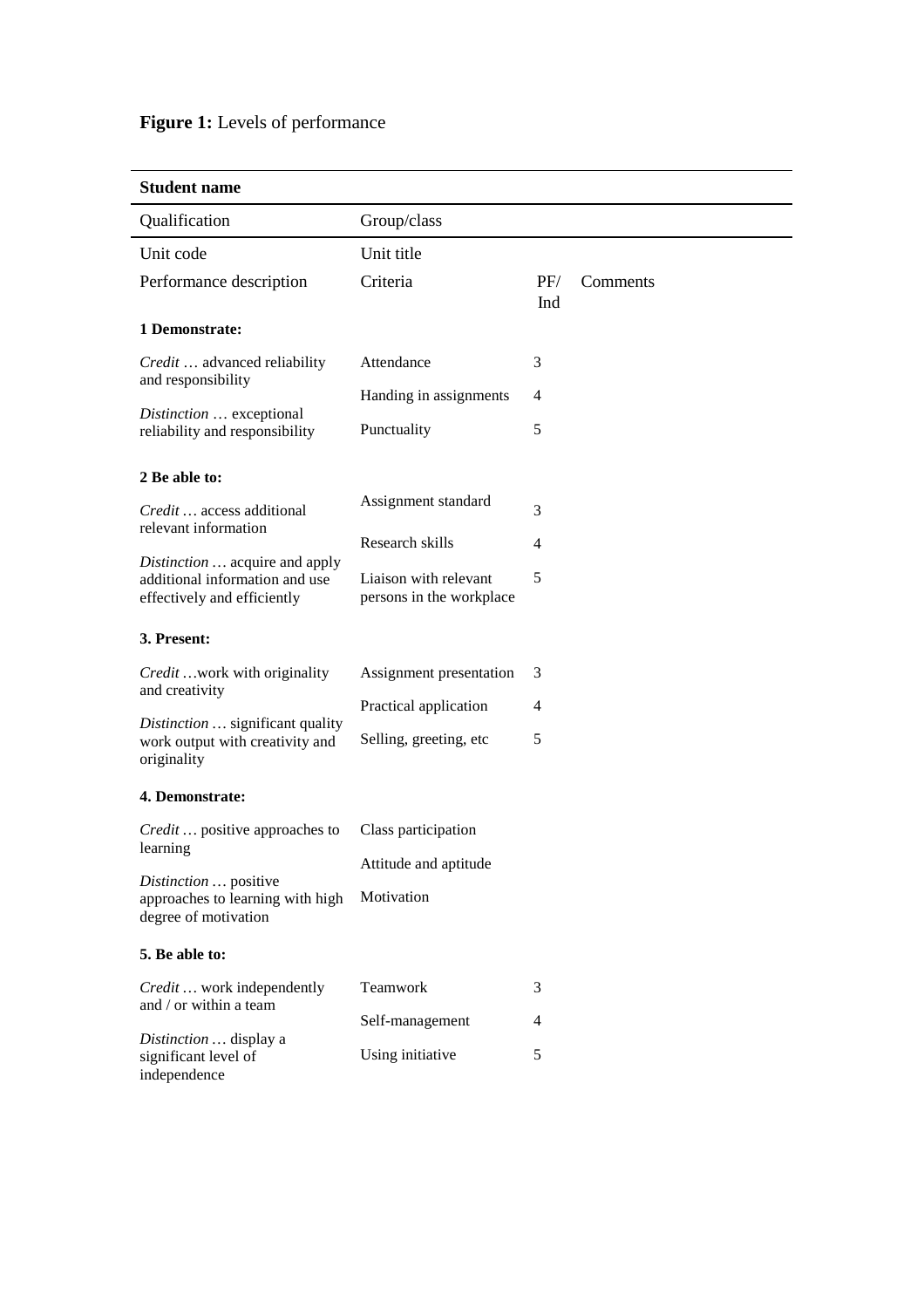**Figure 1:** Levels of performance

| **Student name** | | | |
|---|---|---|---|
| Qualification | Group/class | | |
| Unit code | Unit title | | |
| Performance description | Criteria | PF/ Ind | Comments |
| **1 Demonstrate:** | | | |
| *Credit* … advanced reliability and responsibility | Attendance | 3 | |
| | Handing in assignments | 4 | |
| *Distinction* … exceptional reliability and responsibility | Punctuality | 5 | |
| **2 Be able to:** | | | |
| *Credit* … access additional relevant information | Assignment standard | 3 | |
| | Research skills | 4 | |
| *Distinction* … acquire and apply additional information and use effectively and efficiently | Liaison with relevant persons in the workplace | 5 | |
| **3. Present:** | | | |
| *Credit* …work with originality and creativity | Assignment presentation | 3 | |
| | Practical application | 4 | |
| *Distinction* … significant quality work output with creativity and originality | Selling, greeting, etc | 5 | |
| **4. Demonstrate:** | | | |
| *Credit* … positive approaches to learning | Class participation | | |
| | Attitude and aptitude | | |
| *Distinction* … positive approaches to learning with high degree of motivation | Motivation | | |
| **5. Be able to:** | | | |
| *Credit* … work independently and / or within a team | Teamwork | 3 | |
| | Self-management | 4 | |
| *Distinction* … display a significant level of independence | Using initiative | 5 | |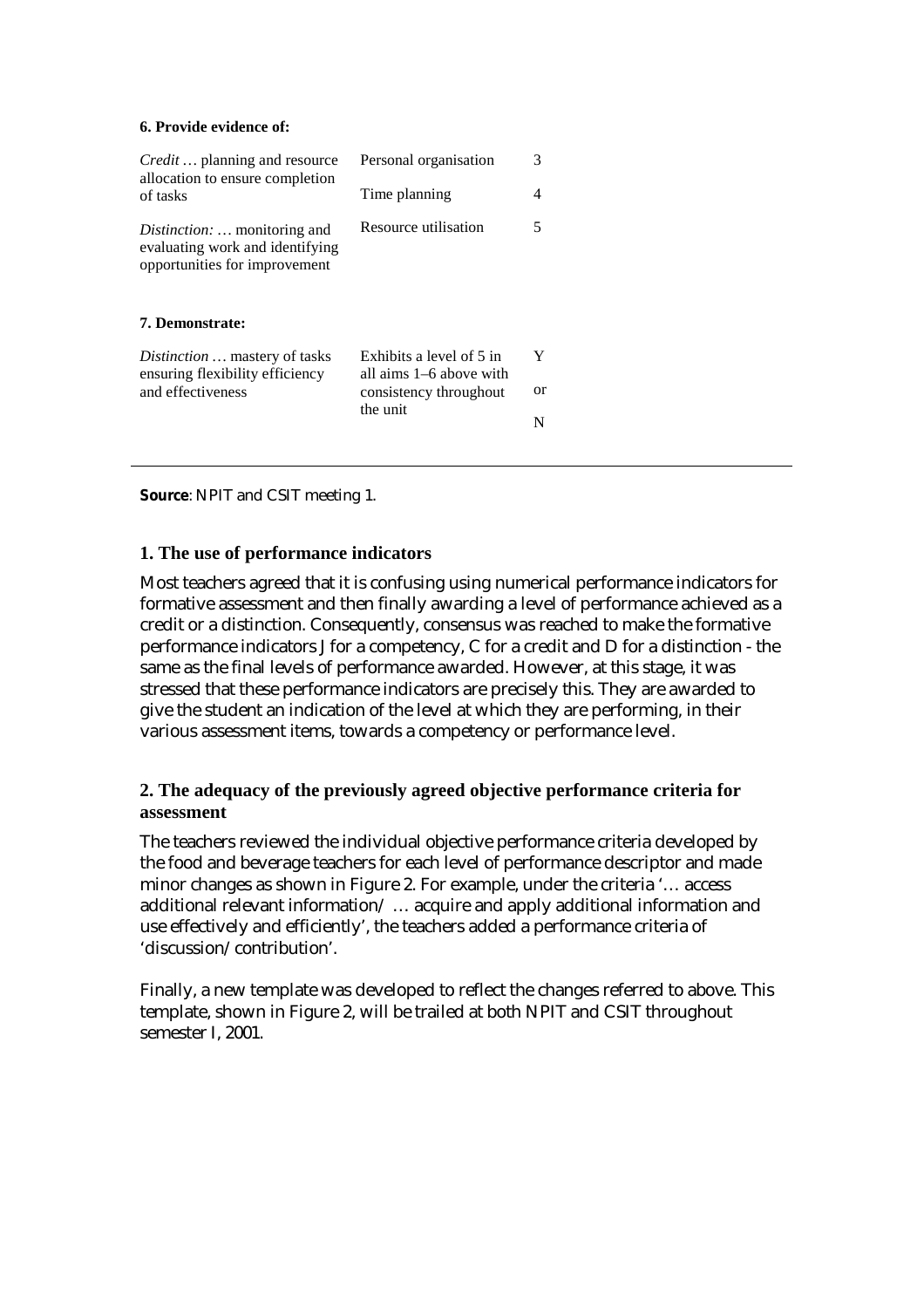**6. Provide evidence of:**

| | | |
|---|---|---|
| *Credit* … planning and resource allocation to ensure completion of tasks | Personal organisation | 3 |
| | Time planning | 4 |
| *Distinction:* … monitoring and evaluating work and identifying opportunities for improvement | Resource utilisation | 5 |

**7. Demonstrate:**

| | | |
|---|---|---|
| *Distinction* … mastery of tasks ensuring flexibility efficiency and effectiveness | Exhibits a level of 5 in all aims 1–6 above with consistency throughout the unit | Y or N |

**Source**: NPIT and CSIT meeting 1.

## 1. The use of performance indicators

Most teachers agreed that it is confusing using numerical performance indicators for formative assessment and then finally awarding a level of performance achieved as a credit or a distinction. Consequently, consensus was reached to make the formative performance indicators J for a competency, C for a credit and D for a distinction - the same as the final levels of performance awarded. However, at this stage, it was stressed that these performance indicators are precisely this. They are awarded to give the student an indication of the level at which they are performing, in their various assessment items, towards a competency or performance level.

## 2. The adequacy of the previously agreed objective performance criteria for assessment

The teachers reviewed the individual objective performance criteria developed by the food and beverage teachers for each level of performance descriptor and made minor changes as shown in Figure 2. For example, under the criteria '… access additional relevant information/ … acquire and apply additional information and use effectively and efficiently', the teachers added a performance criteria of 'discussion/contribution'.

Finally, a new template was developed to reflect the changes referred to above. This template, shown in Figure 2, will be trailed at both NPIT and CSIT throughout semester I, 2001.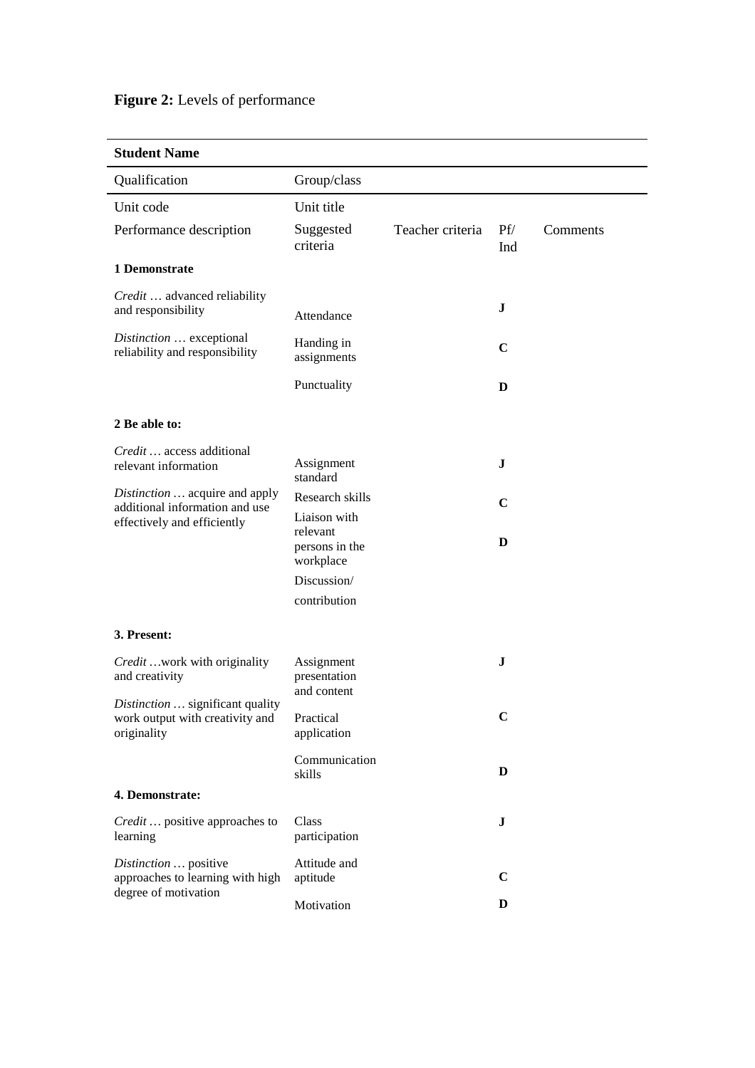**Figure 2:** Levels of performance

| **Student Name** | | | | |
|---|---|---|---|---|
| Qualification | Group/class | | | |
| Unit code | Unit title | | | |
| Performance description | Suggested criteria | Teacher criteria | Pf/ Ind | Comments |
| **1 Demonstrate** | | | | |
| *Credit* … advanced reliability and responsibility | Attendance | | **J** | |
| *Distinction* … exceptional reliability and responsibility | Handing in assignments | | **C** | |
| | Punctuality | | **D** | |
| **2 Be able to:** | | | | |
| *Credit* … access additional relevant information | Assignment standard | | **J** | |
| *Distinction* … acquire and apply additional information and use effectively and efficiently | Research skills | | **C** | |
| | Liaison with relevant persons in the workplace | | **D** | |
| | Discussion/ contribution | | | |
| **3. Present:** | | | | |
| *Credit* …work with originality and creativity | Assignment presentation and content | | **J** | |
| *Distinction* … significant quality work output with creativity and originality | Practical application | | **C** | |
| | Communication skills | | **D** | |
| **4. Demonstrate:** | | | | |
| *Credit* … positive approaches to learning | Class participation | | **J** | |
| *Distinction* … positive approaches to learning with high degree of motivation | Attitude and aptitude | | **C** | |
| | Motivation | | **D** | |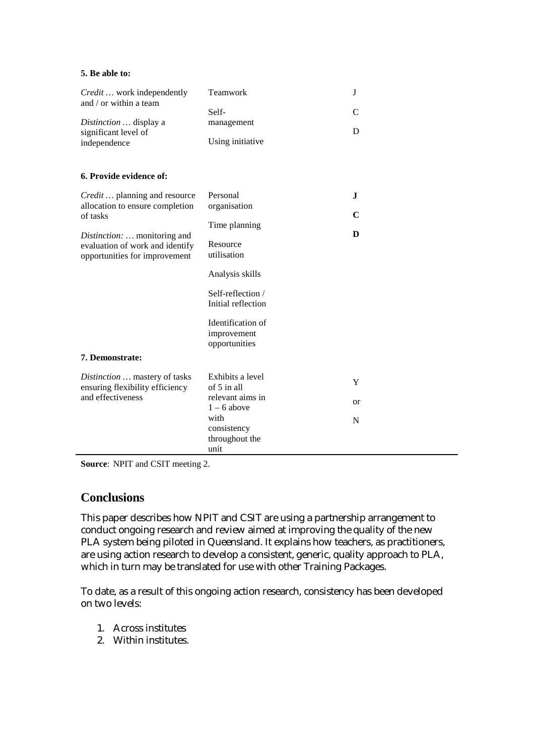| | | |
|---|---|---|
| **5. Be able to:** | | |
| *Credit* … work independently and / or within a team | Teamwork | J |
| *Distinction* … display a significant level of independence | Self-management | C |
| | Using initiative | D |
| **6. Provide evidence of:** | | |
| *Credit* … planning and resource allocation to ensure completion of tasks | Personal organisation | **J** |
| *Distinction:* … monitoring and evaluation of work and identify opportunities for improvement | Time planning | **C** |
| | Resource utilisation | **D** |
| | Analysis skills | |
| | Self-reflection / Initial reflection | |
| | Identification of improvement opportunities | |
| **7. Demonstrate:** | | |
| *Distinction* … mastery of tasks ensuring flexibility efficiency and effectiveness | Exhibits a level of 5 in all relevant aims in 1 – 6 above with consistency throughout the unit | Y or N |

**Source**: NPIT and CSIT meeting 2.

## Conclusions

This paper describes how NPIT and CSIT are using a partnership arrangement to conduct ongoing research and review aimed at improving the quality of the new PLA system being piloted in Queensland. It explains how teachers, as practitioners, are using action research to develop a consistent, generic, quality approach to PLA, which in turn may be translated for use with other Training Packages.

To date, as a result of this ongoing action research, consistency has been developed on two levels:

1. Across institutes
2. Within institutes.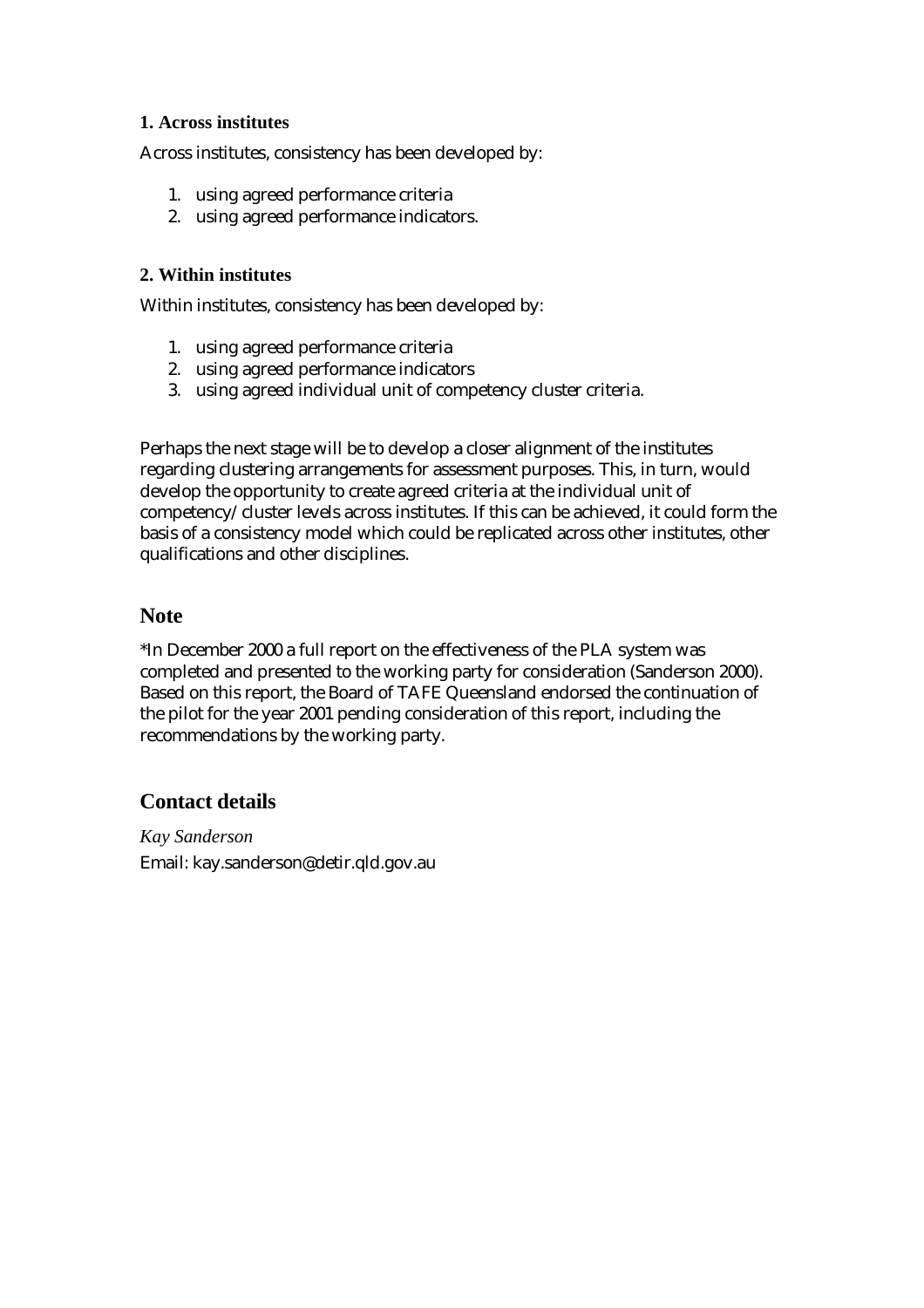#### 1. Across institutes

Across institutes, consistency has been developed by:

1. using agreed performance criteria
2. using agreed performance indicators.

#### 2. Within institutes

Within institutes, consistency has been developed by:

1. using agreed performance criteria
2. using agreed performance indicators
3. using agreed individual unit of competency cluster criteria.

Perhaps the next stage will be to develop a closer alignment of the institutes regarding clustering arrangements for assessment purposes. This, in turn, would develop the opportunity to create agreed criteria at the individual unit of competency/cluster levels across institutes. If this can be achieved, it could form the basis of a consistency model which could be replicated across other institutes, other qualifications and other disciplines.

## Note

*In December 2000 a full report on the effectiveness of the PLA system was completed and presented to the working party for consideration (Sanderson 2000). Based on this report, the Board of TAFE Queensland endorsed the continuation of the pilot for the year 2001 pending consideration of this report, including the recommendations by the working party.

## Contact details

*Kay Sanderson*

Email: kay.sanderson@detir.qld.gov.au